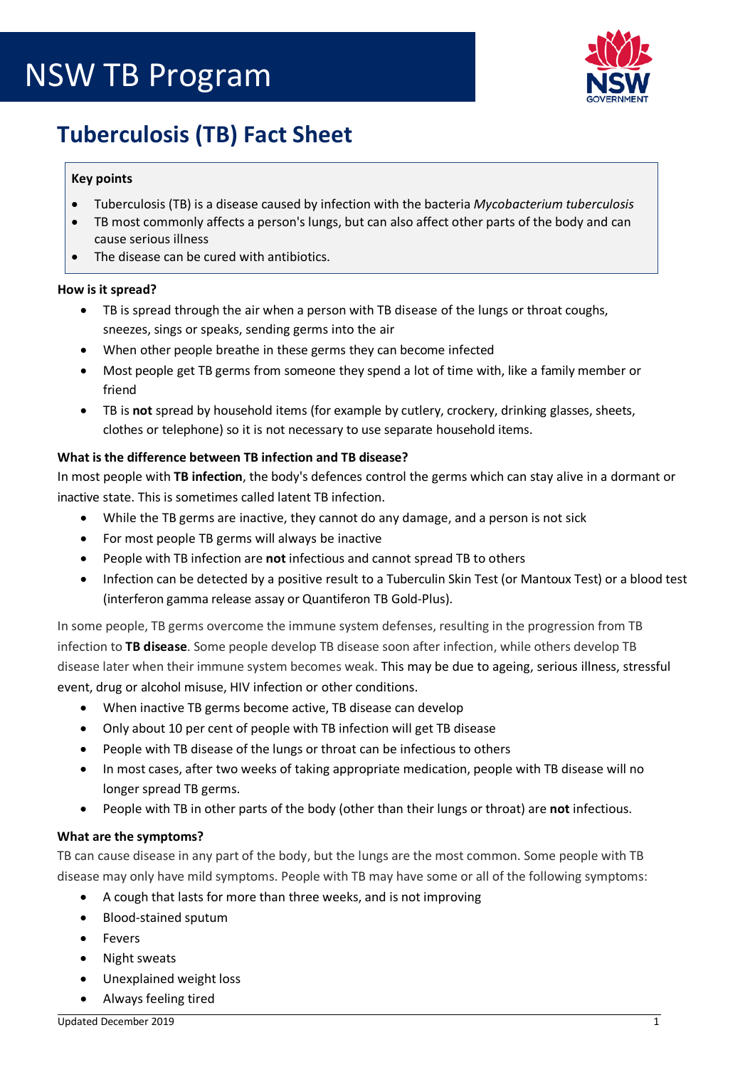# NSW TB Program

## Tuberculosis (TB) Fact Sheet

**Key points**

- Tuberculosis (TB) is a disease caused by infection with the bacteria *Mycobacterium tuberculosis*
- TB most commonly affects a person's lungs, but can also affect other parts of the body and can cause serious illness
- The disease can be cured with antibiotics.

**How is it spread?**

- TB is spread through the air when a person with TB disease of the lungs or throat coughs, sneezes, sings or speaks, sending germs into the air
- When other people breathe in these germs they can become infected
- Most people get TB germs from someone they spend a lot of time with, like a family member or friend
- TB is **not** spread by household items (for example by cutlery, crockery, drinking glasses, sheets, clothes or telephone) so it is not necessary to use separate household items.

**What is the difference between TB infection and TB disease?**

In most people with **TB infection**, the body's defences control the germs which can stay alive in a dormant or inactive state. This is sometimes called latent TB infection.

- While the TB germs are inactive, they cannot do any damage, and a person is not sick
- For most people TB germs will always be inactive
- People with TB infection are **not** infectious and cannot spread TB to others
- Infection can be detected by a positive result to a Tuberculin Skin Test (or Mantoux Test) or a blood test (interferon gamma release assay or Quantiferon TB Gold-Plus).

In some people, TB germs overcome the immune system defenses, resulting in the progression from TB infection to **TB disease**. Some people develop TB disease soon after infection, while others develop TB disease later when their immune system becomes weak. This may be due to ageing, serious illness, stressful event, drug or alcohol misuse, HIV infection or other conditions.

- When inactive TB germs become active, TB disease can develop
- Only about 10 per cent of people with TB infection will get TB disease
- People with TB disease of the lungs or throat can be infectious to others
- In most cases, after two weeks of taking appropriate medication, people with TB disease will no longer spread TB germs.
- People with TB in other parts of the body (other than their lungs or throat) are **not** infectious.

**What are the symptoms?**

TB can cause disease in any part of the body, but the lungs are the most common. Some people with TB disease may only have mild symptoms. People with TB may have some or all of the following symptoms:

- A cough that lasts for more than three weeks, and is not improving
- Blood-stained sputum
- Fevers
- Night sweats
- Unexplained weight loss
- Always feeling tired

Updated December 2019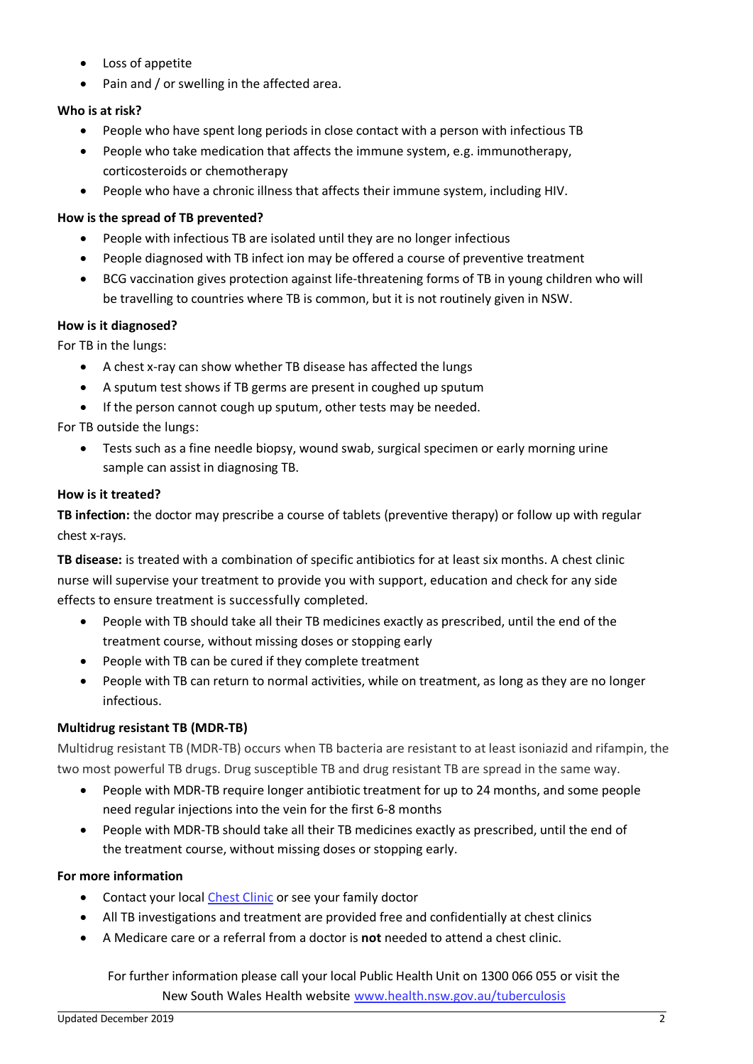- Loss of appetite
- Pain and / or swelling in the affected area.

**Who is at risk?**

- People who have spent long periods in close contact with a person with infectious TB
- People who take medication that affects the immune system, e.g. immunotherapy, corticosteroids or chemotherapy
- People who have a chronic illness that affects their immune system, including HIV.

**How is the spread of TB prevented?**

- People with infectious TB are isolated until they are no longer infectious
- People diagnosed with TB infect ion may be offered a course of preventive treatment
- BCG vaccination gives protection against life-threatening forms of TB in young children who will be travelling to countries where TB is common, but it is not routinely given in NSW.

**How is it diagnosed?**

For TB in the lungs:

- A chest x-ray can show whether TB disease has affected the lungs
- A sputum test shows if TB germs are present in coughed up sputum
- If the person cannot cough up sputum, other tests may be needed.

For TB outside the lungs:

- Tests such as a fine needle biopsy, wound swab, surgical specimen or early morning urine sample can assist in diagnosing TB.

**How is it treated?**

**TB infection:** the doctor may prescribe a course of tablets (preventive therapy) or follow up with regular chest x-rays.

**TB disease:** is treated with a combination of specific antibiotics for at least six months. A chest clinic nurse will supervise your treatment to provide you with support, education and check for any side effects to ensure treatment is successfully completed.

- People with TB should take all their TB medicines exactly as prescribed, until the end of the treatment course, without missing doses or stopping early
- People with TB can be cured if they complete treatment
- People with TB can return to normal activities, while on treatment, as long as they are no longer infectious.

**Multidrug resistant TB (MDR-TB)**

Multidrug resistant TB (MDR-TB) occurs when TB bacteria are resistant to at least isoniazid and rifampin, the two most powerful TB drugs. Drug susceptible TB and drug resistant TB are spread in the same way.

- People with MDR-TB require longer antibiotic treatment for up to 24 months, and some people need regular injections into the vein for the first 6-8 months
- People with MDR-TB should take all their TB medicines exactly as prescribed, until the end of the treatment course, without missing doses or stopping early.

**For more information**

- Contact your local [Chest Clinic](Chest Clinic) or see your family doctor
- All TB investigations and treatment are provided free and confidentially at chest clinics
- A Medicare care or a referral from a doctor is **not** needed to attend a chest clinic.

For further information please call your local Public Health Unit on 1300 066 055 or visit the New South Wales Health website [www.health.nsw.gov.au/tuberculosis](www.health.nsw.gov.au/tuberculosis)

Updated December 2019